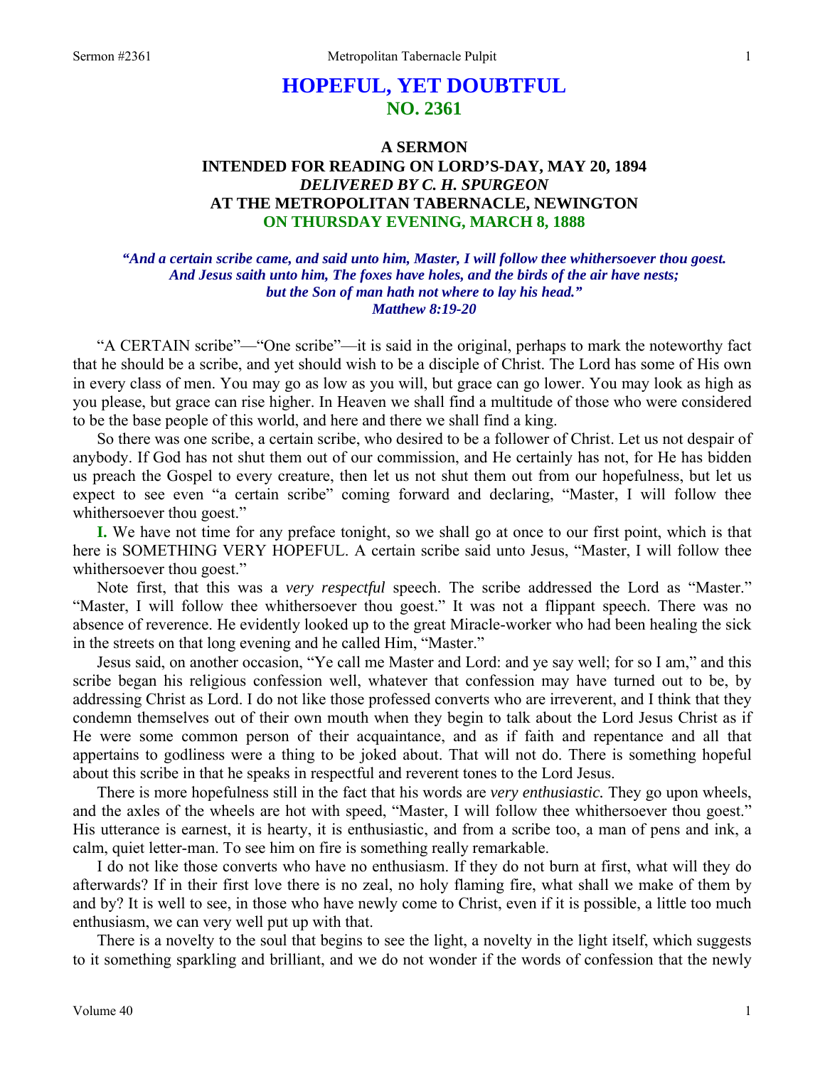# HOPEFUL, YET DOUBTFUL
## NO. 2361

### A SERMON
### INTENDED FOR READING ON LORD'S-DAY, MAY 20, 1894
### *DELIVERED BY C. H. SPURGEON*
### AT THE METROPOLITAN TABERNACLE, NEWINGTON
### ON THURSDAY EVENING, MARCH 8, 1888

***"And a certain scribe came, and said unto him, Master, I will follow thee whithersoever thou goest. And Jesus saith unto him, The foxes have holes, and the birds of the air have nests; but the Son of man hath not where to lay his head." Matthew 8:19-20***

"A CERTAIN scribe"—"One scribe"—it is said in the original, perhaps to mark the noteworthy fact that he should be a scribe, and yet should wish to be a disciple of Christ. The Lord has some of His own in every class of men. You may go as low as you will, but grace can go lower. You may look as high as you please, but grace can rise higher. In Heaven we shall find a multitude of those who were considered to be the base people of this world, and here and there we shall find a king.

So there was one scribe, a certain scribe, who desired to be a follower of Christ. Let us not despair of anybody. If God has not shut them out of our commission, and He certainly has not, for He has bidden us preach the Gospel to every creature, then let us not shut them out from our hopefulness, but let us expect to see even "a certain scribe" coming forward and declaring, "Master, I will follow thee whithersoever thou goest."

**I.** We have not time for any preface tonight, so we shall go at once to our first point, which is that here is SOMETHING VERY HOPEFUL. A certain scribe said unto Jesus, "Master, I will follow thee whithersoever thou goest."

Note first, that this was a *very respectful* speech. The scribe addressed the Lord as "Master." "Master, I will follow thee whithersoever thou goest." It was not a flippant speech. There was no absence of reverence. He evidently looked up to the great Miracle-worker who had been healing the sick in the streets on that long evening and he called Him, "Master."

Jesus said, on another occasion, "Ye call me Master and Lord: and ye say well; for so I am," and this scribe began his religious confession well, whatever that confession may have turned out to be, by addressing Christ as Lord. I do not like those professed converts who are irreverent, and I think that they condemn themselves out of their own mouth when they begin to talk about the Lord Jesus Christ as if He were some common person of their acquaintance, and as if faith and repentance and all that appertains to godliness were a thing to be joked about. That will not do. There is something hopeful about this scribe in that he speaks in respectful and reverent tones to the Lord Jesus.

There is more hopefulness still in the fact that his words are *very enthusiastic.* They go upon wheels, and the axles of the wheels are hot with speed, "Master, I will follow thee whithersoever thou goest." His utterance is earnest, it is hearty, it is enthusiastic, and from a scribe too, a man of pens and ink, a calm, quiet letter-man. To see him on fire is something really remarkable.

I do not like those converts who have no enthusiasm. If they do not burn at first, what will they do afterwards? If in their first love there is no zeal, no holy flaming fire, what shall we make of them by and by? It is well to see, in those who have newly come to Christ, even if it is possible, a little too much enthusiasm, we can very well put up with that.

There is a novelty to the soul that begins to see the light, a novelty in the light itself, which suggests to it something sparkling and brilliant, and we do not wonder if the words of confession that the newly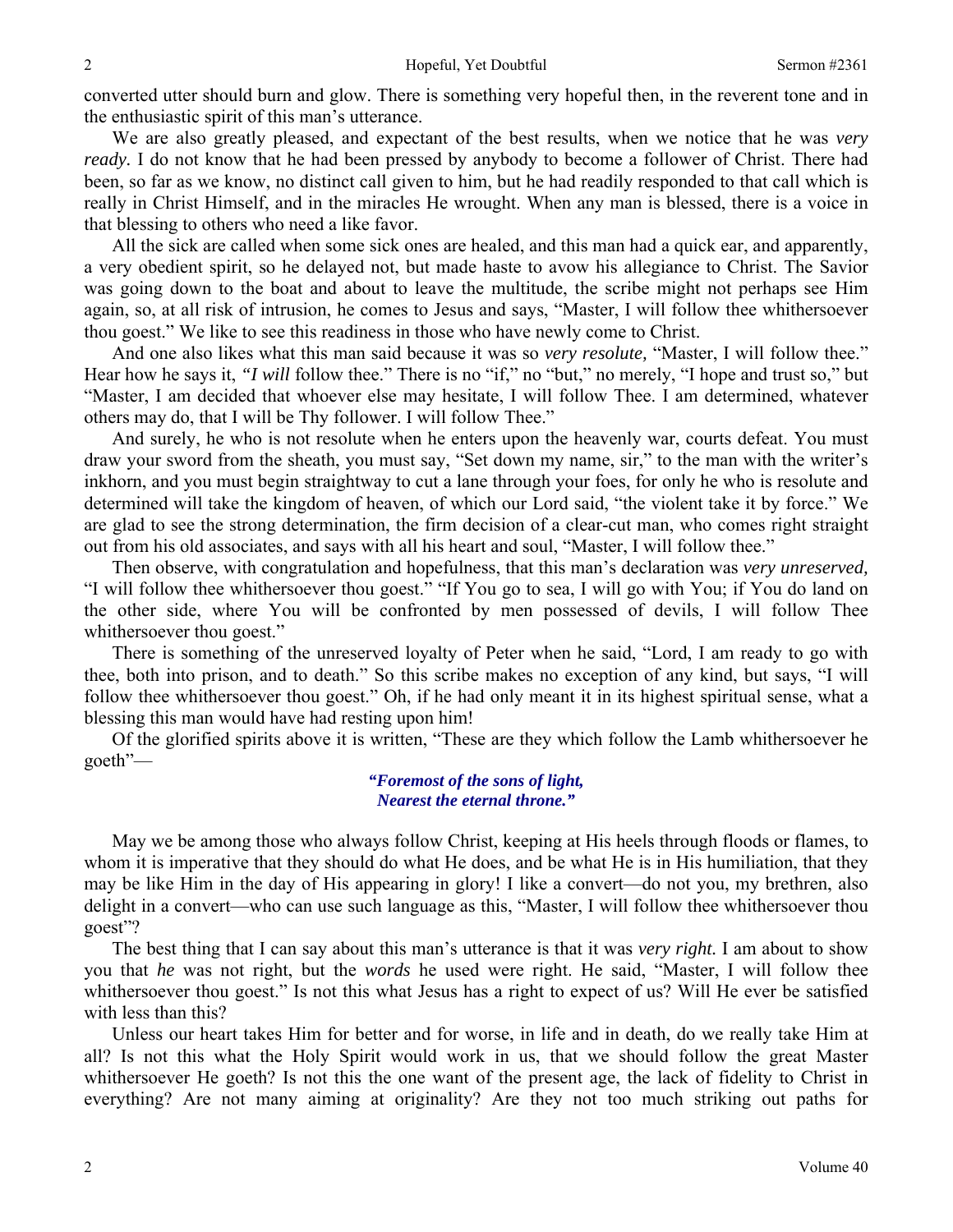converted utter should burn and glow. There is something very hopeful then, in the reverent tone and in the enthusiastic spirit of this man's utterance.

We are also greatly pleased, and expectant of the best results, when we notice that he was *very ready.* I do not know that he had been pressed by anybody to become a follower of Christ. There had been, so far as we know, no distinct call given to him, but he had readily responded to that call which is really in Christ Himself, and in the miracles He wrought. When any man is blessed, there is a voice in that blessing to others who need a like favor.

All the sick are called when some sick ones are healed, and this man had a quick ear, and apparently, a very obedient spirit, so he delayed not, but made haste to avow his allegiance to Christ. The Savior was going down to the boat and about to leave the multitude, the scribe might not perhaps see Him again, so, at all risk of intrusion, he comes to Jesus and says, "Master, I will follow thee whithersoever thou goest." We like to see this readiness in those who have newly come to Christ.

And one also likes what this man said because it was so *very resolute,* "Master, I will follow thee." Hear how he says it, *"I will* follow thee." There is no "if," no "but," no merely, "I hope and trust so," but "Master, I am decided that whoever else may hesitate, I will follow Thee. I am determined, whatever others may do, that I will be Thy follower. I will follow Thee."

And surely, he who is not resolute when he enters upon the heavenly war, courts defeat. You must draw your sword from the sheath, you must say, "Set down my name, sir," to the man with the writer's inkhorn, and you must begin straightway to cut a lane through your foes, for only he who is resolute and determined will take the kingdom of heaven, of which our Lord said, "the violent take it by force." We are glad to see the strong determination, the firm decision of a clear-cut man, who comes right straight out from his old associates, and says with all his heart and soul, "Master, I will follow thee."

Then observe, with congratulation and hopefulness, that this man's declaration was *very unreserved,* "I will follow thee whithersoever thou goest." "If You go to sea, I will go with You; if You do land on the other side, where You will be confronted by men possessed of devils, I will follow Thee whithersoever thou goest."

There is something of the unreserved loyalty of Peter when he said, "Lord, I am ready to go with thee, both into prison, and to death." So this scribe makes no exception of any kind, but says, "I will follow thee whithersoever thou goest." Oh, if he had only meant it in its highest spiritual sense, what a blessing this man would have had resting upon him!

Of the glorified spirits above it is written, "These are they which follow the Lamb whithersoever he goeth"—

*"Foremost of the sons of light,*
*Nearest the eternal throne."*

May we be among those who always follow Christ, keeping at His heels through floods or flames, to whom it is imperative that they should do what He does, and be what He is in His humiliation, that they may be like Him in the day of His appearing in glory! I like a convert—do not you, my brethren, also delight in a convert—who can use such language as this, "Master, I will follow thee whithersoever thou goest"?

The best thing that I can say about this man's utterance is that it was *very right.* I am about to show you that *he* was not right, but the *words* he used were right. He said, "Master, I will follow thee whithersoever thou goest." Is not this what Jesus has a right to expect of us? Will He ever be satisfied with less than this?

Unless our heart takes Him for better and for worse, in life and in death, do we really take Him at all? Is not this what the Holy Spirit would work in us, that we should follow the great Master whithersoever He goeth? Is not this the one want of the present age, the lack of fidelity to Christ in everything? Are not many aiming at originality? Are they not too much striking out paths for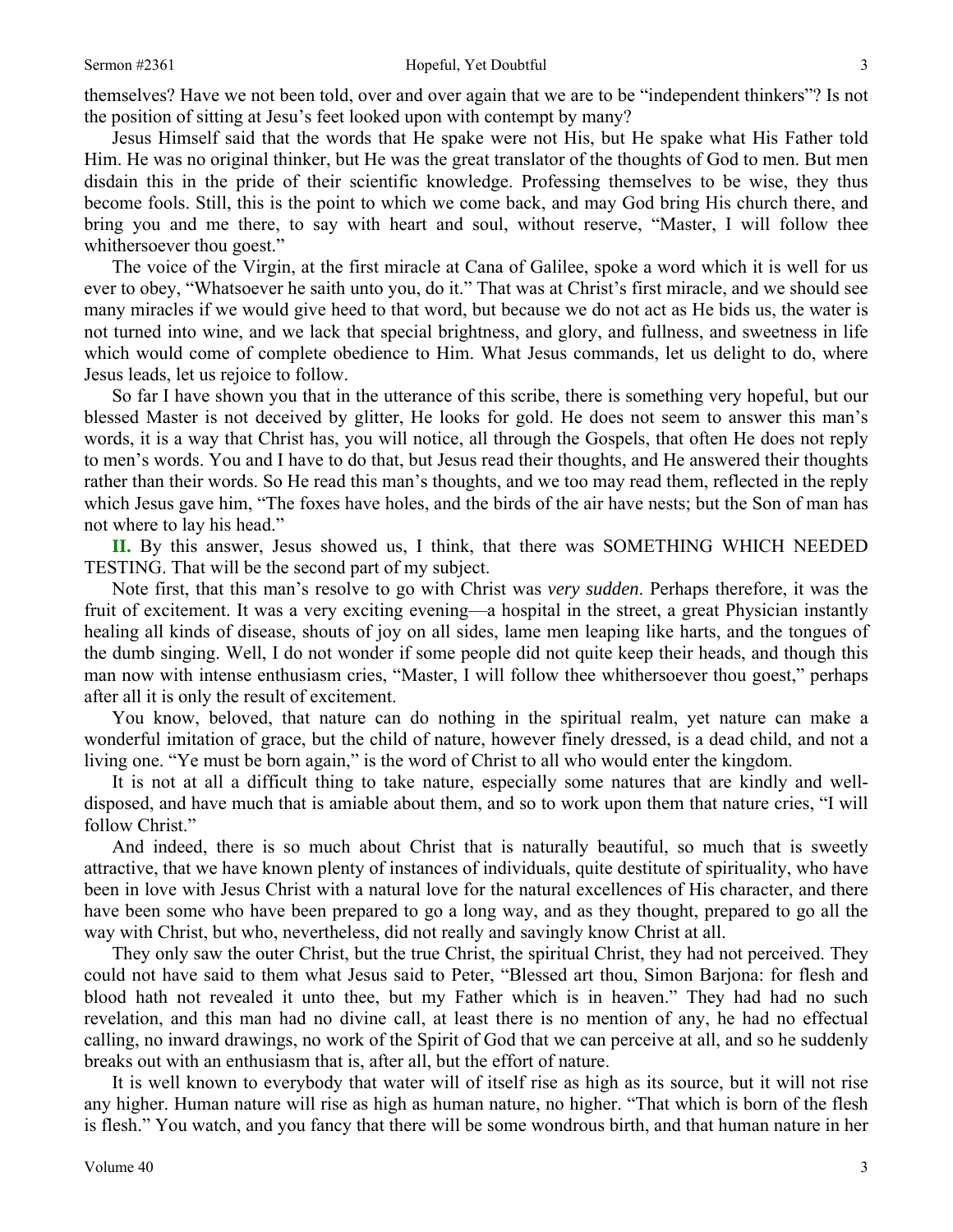themselves? Have we not been told, over and over again that we are to be "independent thinkers"? Is not the position of sitting at Jesu's feet looked upon with contempt by many?

Jesus Himself said that the words that He spake were not His, but He spake what His Father told Him. He was no original thinker, but He was the great translator of the thoughts of God to men. But men disdain this in the pride of their scientific knowledge. Professing themselves to be wise, they thus become fools. Still, this is the point to which we come back, and may God bring His church there, and bring you and me there, to say with heart and soul, without reserve, "Master, I will follow thee whithersoever thou goest."

The voice of the Virgin, at the first miracle at Cana of Galilee, spoke a word which it is well for us ever to obey, "Whatsoever he saith unto you, do it." That was at Christ's first miracle, and we should see many miracles if we would give heed to that word, but because we do not act as He bids us, the water is not turned into wine, and we lack that special brightness, and glory, and fullness, and sweetness in life which would come of complete obedience to Him. What Jesus commands, let us delight to do, where Jesus leads, let us rejoice to follow.

So far I have shown you that in the utterance of this scribe, there is something very hopeful, but our blessed Master is not deceived by glitter, He looks for gold. He does not seem to answer this man's words, it is a way that Christ has, you will notice, all through the Gospels, that often He does not reply to men's words. You and I have to do that, but Jesus read their thoughts, and He answered their thoughts rather than their words. So He read this man's thoughts, and we too may read them, reflected in the reply which Jesus gave him, "The foxes have holes, and the birds of the air have nests; but the Son of man has not where to lay his head."

**II.** By this answer, Jesus showed us, I think, that there was SOMETHING WHICH NEEDED TESTING. That will be the second part of my subject.

Note first, that this man's resolve to go with Christ was *very sudden*. Perhaps therefore, it was the fruit of excitement. It was a very exciting evening—a hospital in the street, a great Physician instantly healing all kinds of disease, shouts of joy on all sides, lame men leaping like harts, and the tongues of the dumb singing. Well, I do not wonder if some people did not quite keep their heads, and though this man now with intense enthusiasm cries, "Master, I will follow thee whithersoever thou goest," perhaps after all it is only the result of excitement.

You know, beloved, that nature can do nothing in the spiritual realm, yet nature can make a wonderful imitation of grace, but the child of nature, however finely dressed, is a dead child, and not a living one. "Ye must be born again," is the word of Christ to all who would enter the kingdom.

It is not at all a difficult thing to take nature, especially some natures that are kindly and well-disposed, and have much that is amiable about them, and so to work upon them that nature cries, "I will follow Christ."

And indeed, there is so much about Christ that is naturally beautiful, so much that is sweetly attractive, that we have known plenty of instances of individuals, quite destitute of spirituality, who have been in love with Jesus Christ with a natural love for the natural excellences of His character, and there have been some who have been prepared to go a long way, and as they thought, prepared to go all the way with Christ, but who, nevertheless, did not really and savingly know Christ at all.

They only saw the outer Christ, but the true Christ, the spiritual Christ, they had not perceived. They could not have said to them what Jesus said to Peter, "Blessed art thou, Simon Barjona: for flesh and blood hath not revealed it unto thee, but my Father which is in heaven." They had had no such revelation, and this man had no divine call, at least there is no mention of any, he had no effectual calling, no inward drawings, no work of the Spirit of God that we can perceive at all, and so he suddenly breaks out with an enthusiasm that is, after all, but the effort of nature.

It is well known to everybody that water will of itself rise as high as its source, but it will not rise any higher. Human nature will rise as high as human nature, no higher. "That which is born of the flesh is flesh." You watch, and you fancy that there will be some wondrous birth, and that human nature in her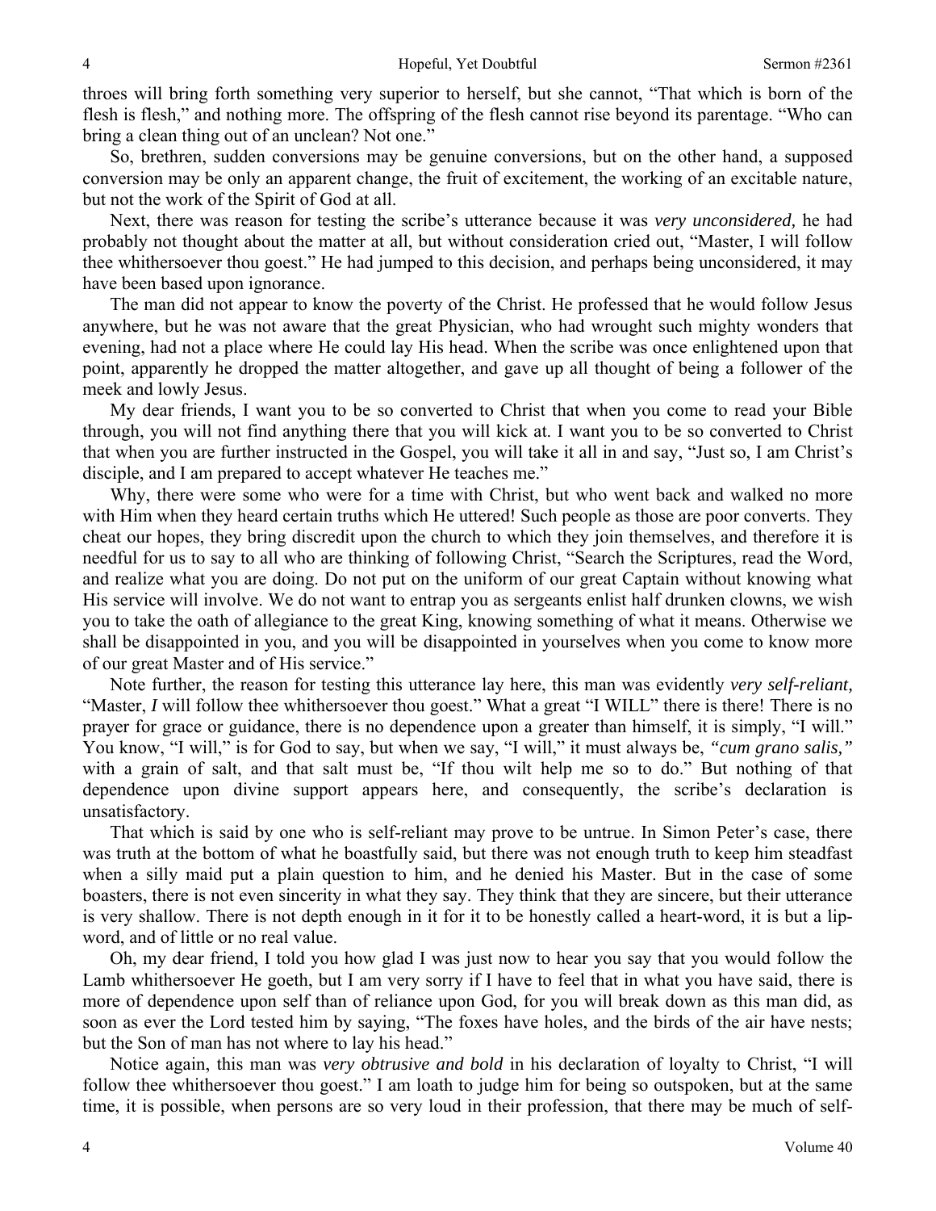throes will bring forth something very superior to herself, but she cannot, "That which is born of the flesh is flesh," and nothing more. The offspring of the flesh cannot rise beyond its parentage. "Who can bring a clean thing out of an unclean? Not one."

So, brethren, sudden conversions may be genuine conversions, but on the other hand, a supposed conversion may be only an apparent change, the fruit of excitement, the working of an excitable nature, but not the work of the Spirit of God at all.

Next, there was reason for testing the scribe's utterance because it was *very unconsidered,* he had probably not thought about the matter at all, but without consideration cried out, "Master, I will follow thee whithersoever thou goest." He had jumped to this decision, and perhaps being unconsidered, it may have been based upon ignorance.

The man did not appear to know the poverty of the Christ. He professed that he would follow Jesus anywhere, but he was not aware that the great Physician, who had wrought such mighty wonders that evening, had not a place where He could lay His head. When the scribe was once enlightened upon that point, apparently he dropped the matter altogether, and gave up all thought of being a follower of the meek and lowly Jesus.

My dear friends, I want you to be so converted to Christ that when you come to read your Bible through, you will not find anything there that you will kick at. I want you to be so converted to Christ that when you are further instructed in the Gospel, you will take it all in and say, "Just so, I am Christ's disciple, and I am prepared to accept whatever He teaches me."

Why, there were some who were for a time with Christ, but who went back and walked no more with Him when they heard certain truths which He uttered! Such people as those are poor converts. They cheat our hopes, they bring discredit upon the church to which they join themselves, and therefore it is needful for us to say to all who are thinking of following Christ, "Search the Scriptures, read the Word, and realize what you are doing. Do not put on the uniform of our great Captain without knowing what His service will involve. We do not want to entrap you as sergeants enlist half drunken clowns, we wish you to take the oath of allegiance to the great King, knowing something of what it means. Otherwise we shall be disappointed in you, and you will be disappointed in yourselves when you come to know more of our great Master and of His service."

Note further, the reason for testing this utterance lay here, this man was evidently *very self-reliant,* "Master, *I* will follow thee whithersoever thou goest." What a great "I WILL" there is there! There is no prayer for grace or guidance, there is no dependence upon a greater than himself, it is simply, "I will." You know, "I will," is for God to say, but when we say, "I will," it must always be, *"cum grano salis,"* with a grain of salt, and that salt must be, "If thou wilt help me so to do." But nothing of that dependence upon divine support appears here, and consequently, the scribe's declaration is unsatisfactory.

That which is said by one who is self-reliant may prove to be untrue. In Simon Peter's case, there was truth at the bottom of what he boastfully said, but there was not enough truth to keep him steadfast when a silly maid put a plain question to him, and he denied his Master. But in the case of some boasters, there is not even sincerity in what they say. They think that they are sincere, but their utterance is very shallow. There is not depth enough in it for it to be honestly called a heart-word, it is but a lip-word, and of little or no real value.

Oh, my dear friend, I told you how glad I was just now to hear you say that you would follow the Lamb whithersoever He goeth, but I am very sorry if I have to feel that in what you have said, there is more of dependence upon self than of reliance upon God, for you will break down as this man did, as soon as ever the Lord tested him by saying, "The foxes have holes, and the birds of the air have nests; but the Son of man has not where to lay his head."

Notice again, this man was *very obtrusive and bold* in his declaration of loyalty to Christ, "I will follow thee whithersoever thou goest." I am loath to judge him for being so outspoken, but at the same time, it is possible, when persons are so very loud in their profession, that there may be much of self-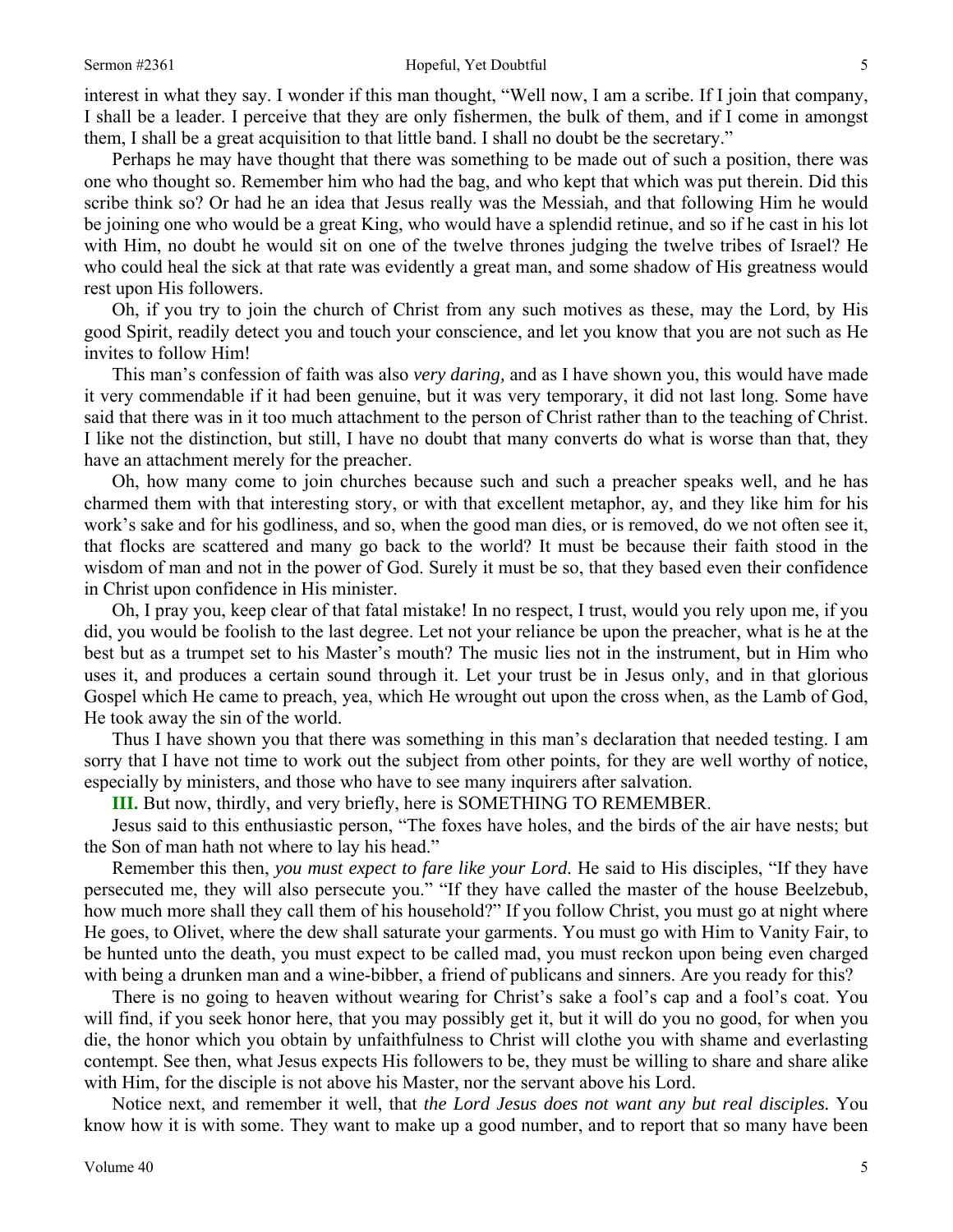interest in what they say. I wonder if this man thought, "Well now, I am a scribe. If I join that company, I shall be a leader. I perceive that they are only fishermen, the bulk of them, and if I come in amongst them, I shall be a great acquisition to that little band. I shall no doubt be the secretary."

Perhaps he may have thought that there was something to be made out of such a position, there was one who thought so. Remember him who had the bag, and who kept that which was put therein. Did this scribe think so? Or had he an idea that Jesus really was the Messiah, and that following Him he would be joining one who would be a great King, who would have a splendid retinue, and so if he cast in his lot with Him, no doubt he would sit on one of the twelve thrones judging the twelve tribes of Israel? He who could heal the sick at that rate was evidently a great man, and some shadow of His greatness would rest upon His followers.

Oh, if you try to join the church of Christ from any such motives as these, may the Lord, by His good Spirit, readily detect you and touch your conscience, and let you know that you are not such as He invites to follow Him!

This man's confession of faith was also *very daring,* and as I have shown you, this would have made it very commendable if it had been genuine, but it was very temporary, it did not last long. Some have said that there was in it too much attachment to the person of Christ rather than to the teaching of Christ. I like not the distinction, but still, I have no doubt that many converts do what is worse than that, they have an attachment merely for the preacher.

Oh, how many come to join churches because such and such a preacher speaks well, and he has charmed them with that interesting story, or with that excellent metaphor, ay, and they like him for his work's sake and for his godliness, and so, when the good man dies, or is removed, do we not often see it, that flocks are scattered and many go back to the world? It must be because their faith stood in the wisdom of man and not in the power of God. Surely it must be so, that they based even their confidence in Christ upon confidence in His minister.

Oh, I pray you, keep clear of that fatal mistake! In no respect, I trust, would you rely upon me, if you did, you would be foolish to the last degree. Let not your reliance be upon the preacher, what is he at the best but as a trumpet set to his Master's mouth? The music lies not in the instrument, but in Him who uses it, and produces a certain sound through it. Let your trust be in Jesus only, and in that glorious Gospel which He came to preach, yea, which He wrought out upon the cross when, as the Lamb of God, He took away the sin of the world.

Thus I have shown you that there was something in this man's declaration that needed testing. I am sorry that I have not time to work out the subject from other points, for they are well worthy of notice, especially by ministers, and those who have to see many inquirers after salvation.

**III.** But now, thirdly, and very briefly, here is SOMETHING TO REMEMBER.

Jesus said to this enthusiastic person, "The foxes have holes, and the birds of the air have nests; but the Son of man hath not where to lay his head."

Remember this then, *you must expect to fare like your Lord*. He said to His disciples, "If they have persecuted me, they will also persecute you." "If they have called the master of the house Beelzebub, how much more shall they call them of his household?" If you follow Christ, you must go at night where He goes, to Olivet, where the dew shall saturate your garments. You must go with Him to Vanity Fair, to be hunted unto the death, you must expect to be called mad, you must reckon upon being even charged with being a drunken man and a wine-bibber, a friend of publicans and sinners. Are you ready for this?

There is no going to heaven without wearing for Christ's sake a fool's cap and a fool's coat. You will find, if you seek honor here, that you may possibly get it, but it will do you no good, for when you die, the honor which you obtain by unfaithfulness to Christ will clothe you with shame and everlasting contempt. See then, what Jesus expects His followers to be, they must be willing to share and share alike with Him, for the disciple is not above his Master, nor the servant above his Lord.

Notice next, and remember it well, that *the Lord Jesus does not want any but real disciples.* You know how it is with some. They want to make up a good number, and to report that so many have been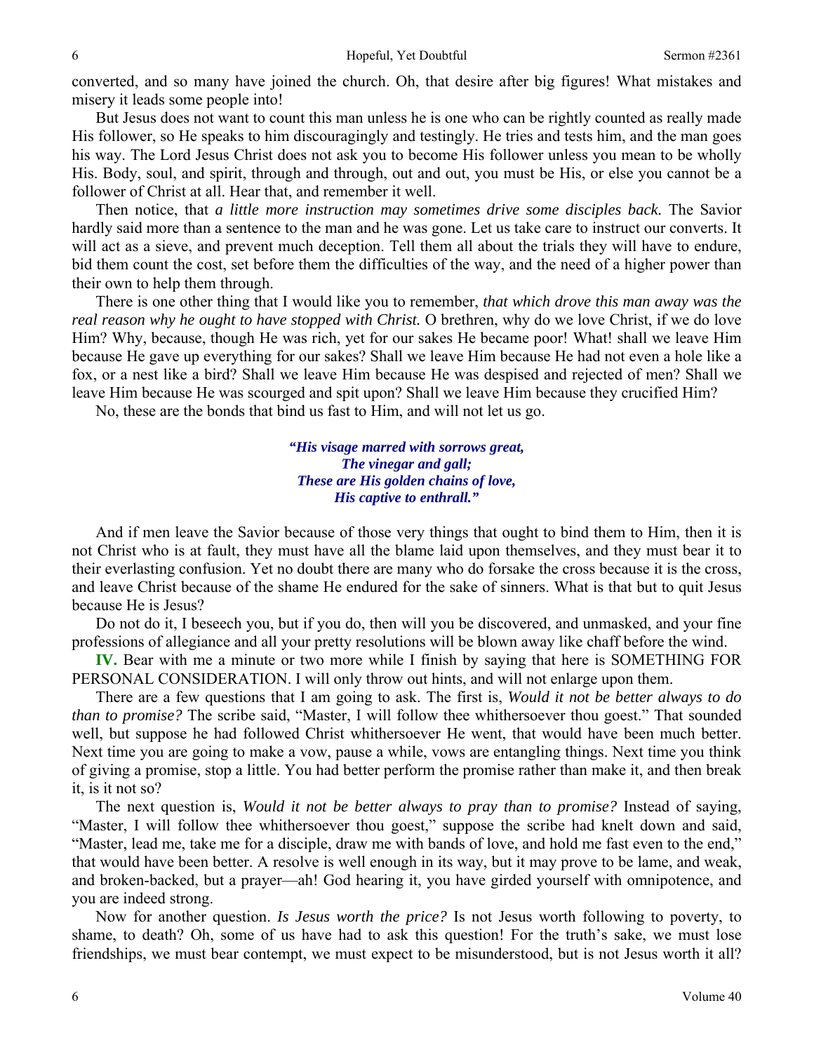converted, and so many have joined the church. Oh, that desire after big figures! What mistakes and misery it leads some people into!

But Jesus does not want to count this man unless he is one who can be rightly counted as really made His follower, so He speaks to him discouragingly and testingly. He tries and tests him, and the man goes his way. The Lord Jesus Christ does not ask you to become His follower unless you mean to be wholly His. Body, soul, and spirit, through and through, out and out, you must be His, or else you cannot be a follower of Christ at all. Hear that, and remember it well.

Then notice, that *a little more instruction may sometimes drive some disciples back.* The Savior hardly said more than a sentence to the man and he was gone. Let us take care to instruct our converts. It will act as a sieve, and prevent much deception. Tell them all about the trials they will have to endure, bid them count the cost, set before them the difficulties of the way, and the need of a higher power than their own to help them through.

There is one other thing that I would like you to remember, *that which drove this man away was the real reason why he ought to have stopped with Christ.* O brethren, why do we love Christ, if we do love Him? Why, because, though He was rich, yet for our sakes He became poor! What! shall we leave Him because He gave up everything for our sakes? Shall we leave Him because He had not even a hole like a fox, or a nest like a bird? Shall we leave Him because He was despised and rejected of men? Shall we leave Him because He was scourged and spit upon? Shall we leave Him because they crucified Him?

No, these are the bonds that bind us fast to Him, and will not let us go.

> ***"His visage marred with sorrows great,***
> ***The vinegar and gall;***
> ***These are His golden chains of love,***
> ***His captive to enthrall."***

And if men leave the Savior because of those very things that ought to bind them to Him, then it is not Christ who is at fault, they must have all the blame laid upon themselves, and they must bear it to their everlasting confusion. Yet no doubt there are many who do forsake the cross because it is the cross, and leave Christ because of the shame He endured for the sake of sinners. What is that but to quit Jesus because He is Jesus?

Do not do it, I beseech you, but if you do, then will you be discovered, and unmasked, and your fine professions of allegiance and all your pretty resolutions will be blown away like chaff before the wind.

**IV.** Bear with me a minute or two more while I finish by saying that here is SOMETHING FOR PERSONAL CONSIDERATION. I will only throw out hints, and will not enlarge upon them.

There are a few questions that I am going to ask. The first is, *Would it not be better always to do than to promise?* The scribe said, "Master, I will follow thee whithersoever thou goest." That sounded well, but suppose he had followed Christ whithersoever He went, that would have been much better. Next time you are going to make a vow, pause a while, vows are entangling things. Next time you think of giving a promise, stop a little. You had better perform the promise rather than make it, and then break it, is it not so?

The next question is, *Would it not be better always to pray than to promise?* Instead of saying, "Master, I will follow thee whithersoever thou goest," suppose the scribe had knelt down and said, "Master, lead me, take me for a disciple, draw me with bands of love, and hold me fast even to the end," that would have been better. A resolve is well enough in its way, but it may prove to be lame, and weak, and broken-backed, but a prayer—ah! God hearing it, you have girded yourself with omnipotence, and you are indeed strong.

Now for another question. *Is Jesus worth the price?* Is not Jesus worth following to poverty, to shame, to death? Oh, some of us have had to ask this question! For the truth's sake, we must lose friendships, we must bear contempt, we must expect to be misunderstood, but is not Jesus worth it all?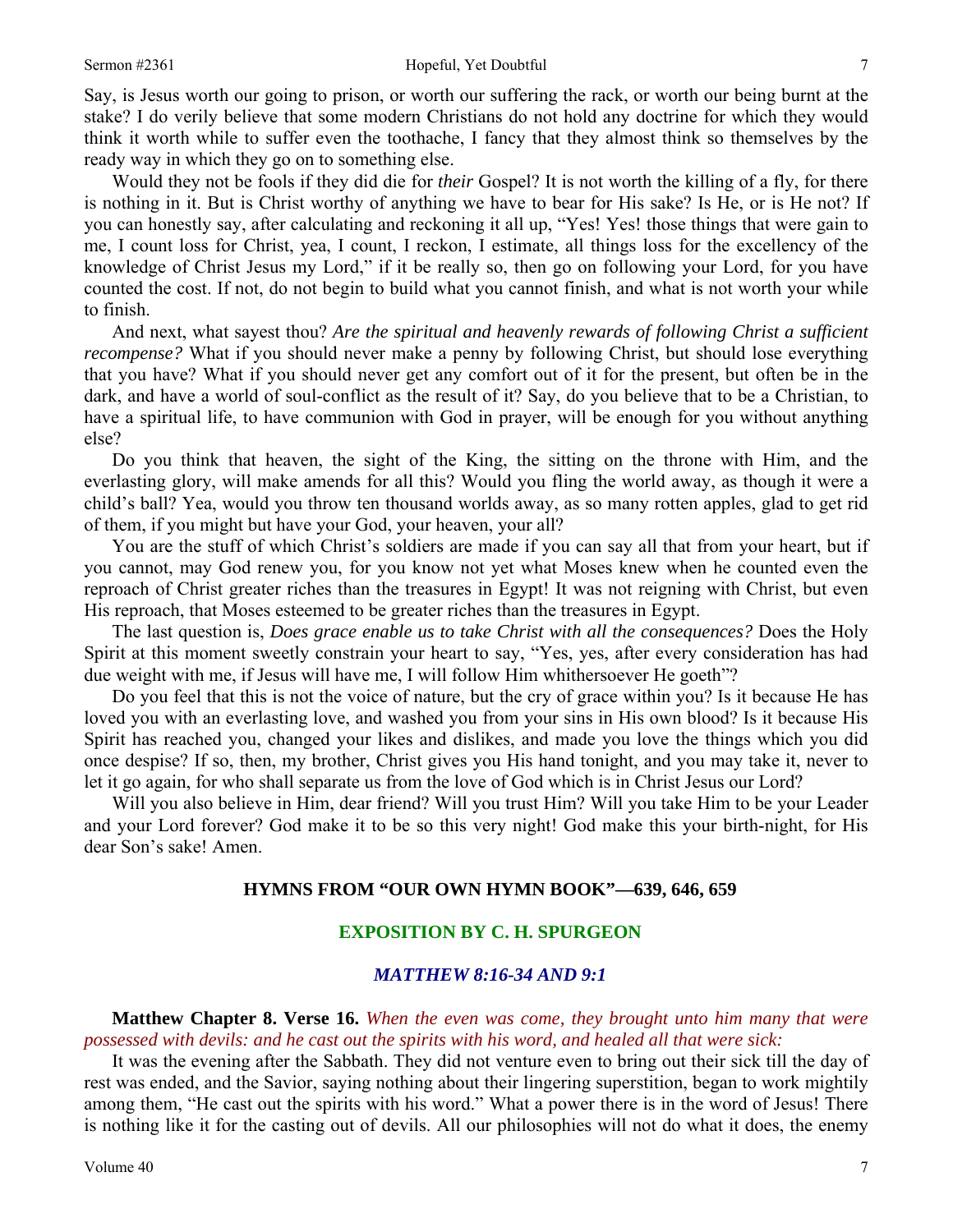Say, is Jesus worth our going to prison, or worth our suffering the rack, or worth our being burnt at the stake? I do verily believe that some modern Christians do not hold any doctrine for which they would think it worth while to suffer even the toothache, I fancy that they almost think so themselves by the ready way in which they go on to something else.

Would they not be fools if they did die for *their* Gospel? It is not worth the killing of a fly, for there is nothing in it. But is Christ worthy of anything we have to bear for His sake? Is He, or is He not? If you can honestly say, after calculating and reckoning it all up, "Yes! Yes! those things that were gain to me, I count loss for Christ, yea, I count, I reckon, I estimate, all things loss for the excellency of the knowledge of Christ Jesus my Lord," if it be really so, then go on following your Lord, for you have counted the cost. If not, do not begin to build what you cannot finish, and what is not worth your while to finish.

And next, what sayest thou? *Are the spiritual and heavenly rewards of following Christ a sufficient recompense?* What if you should never make a penny by following Christ, but should lose everything that you have? What if you should never get any comfort out of it for the present, but often be in the dark, and have a world of soul-conflict as the result of it? Say, do you believe that to be a Christian, to have a spiritual life, to have communion with God in prayer, will be enough for you without anything else?

Do you think that heaven, the sight of the King, the sitting on the throne with Him, and the everlasting glory, will make amends for all this? Would you fling the world away, as though it were a child's ball? Yea, would you throw ten thousand worlds away, as so many rotten apples, glad to get rid of them, if you might but have your God, your heaven, your all?

You are the stuff of which Christ's soldiers are made if you can say all that from your heart, but if you cannot, may God renew you, for you know not yet what Moses knew when he counted even the reproach of Christ greater riches than the treasures in Egypt! It was not reigning with Christ, but even His reproach, that Moses esteemed to be greater riches than the treasures in Egypt.

The last question is, *Does grace enable us to take Christ with all the consequences?* Does the Holy Spirit at this moment sweetly constrain your heart to say, "Yes, yes, after every consideration has had due weight with me, if Jesus will have me, I will follow Him whithersoever He goeth"?

Do you feel that this is not the voice of nature, but the cry of grace within you? Is it because He has loved you with an everlasting love, and washed you from your sins in His own blood? Is it because His Spirit has reached you, changed your likes and dislikes, and made you love the things which you did once despise? If so, then, my brother, Christ gives you His hand tonight, and you may take it, never to let it go again, for who shall separate us from the love of God which is in Christ Jesus our Lord?

Will you also believe in Him, dear friend? Will you trust Him? Will you take Him to be your Leader and your Lord forever? God make it to be so this very night! God make this your birth-night, for His dear Son's sake! Amen.

## HYMNS FROM "OUR OWN HYMN BOOK"—639, 646, 659

## EXPOSITION BY C. H. SPURGEON

### *MATTHEW 8:16-34 AND 9:1*

**Matthew Chapter 8. Verse 16.** *When the even was come, they brought unto him many that were possessed with devils: and he cast out the spirits with his word, and healed all that were sick:*

It was the evening after the Sabbath. They did not venture even to bring out their sick till the day of rest was ended, and the Savior, saying nothing about their lingering superstition, began to work mightily among them, "He cast out the spirits with his word." What a power there is in the word of Jesus! There is nothing like it for the casting out of devils. All our philosophies will not do what it does, the enemy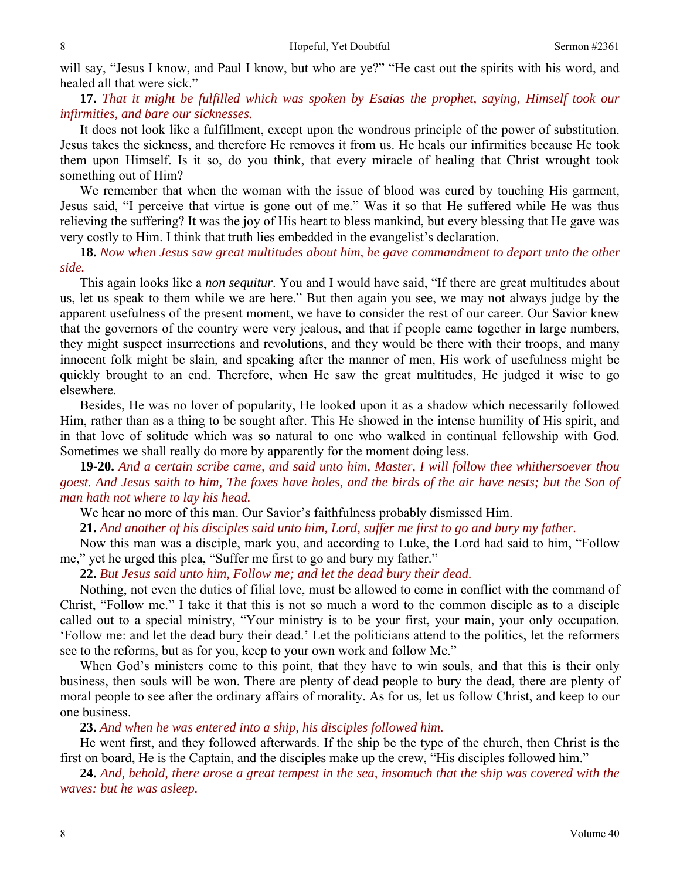will say, "Jesus I know, and Paul I know, but who are ye?" "He cast out the spirits with his word, and healed all that were sick."

**17.** *That it might be fulfilled which was spoken by Esaias the prophet, saying, Himself took our infirmities, and bare our sicknesses.*

It does not look like a fulfillment, except upon the wondrous principle of the power of substitution. Jesus takes the sickness, and therefore He removes it from us. He heals our infirmities because He took them upon Himself. Is it so, do you think, that every miracle of healing that Christ wrought took something out of Him?

We remember that when the woman with the issue of blood was cured by touching His garment, Jesus said, "I perceive that virtue is gone out of me." Was it so that He suffered while He was thus relieving the suffering? It was the joy of His heart to bless mankind, but every blessing that He gave was very costly to Him. I think that truth lies embedded in the evangelist's declaration.

**18.** *Now when Jesus saw great multitudes about him, he gave commandment to depart unto the other side.*

This again looks like a *non sequitur*. You and I would have said, "If there are great multitudes about us, let us speak to them while we are here." But then again you see, we may not always judge by the apparent usefulness of the present moment, we have to consider the rest of our career. Our Savior knew that the governors of the country were very jealous, and that if people came together in large numbers, they might suspect insurrections and revolutions, and they would be there with their troops, and many innocent folk might be slain, and speaking after the manner of men, His work of usefulness might be quickly brought to an end. Therefore, when He saw the great multitudes, He judged it wise to go elsewhere.

Besides, He was no lover of popularity, He looked upon it as a shadow which necessarily followed Him, rather than as a thing to be sought after. This He showed in the intense humility of His spirit, and in that love of solitude which was so natural to one who walked in continual fellowship with God. Sometimes we shall really do more by apparently for the moment doing less.

**19-20.** *And a certain scribe came, and said unto him, Master, I will follow thee whithersoever thou goest. And Jesus saith to him, The foxes have holes, and the birds of the air have nests; but the Son of man hath not where to lay his head.*

We hear no more of this man. Our Savior's faithfulness probably dismissed Him.

**21.** *And another of his disciples said unto him, Lord, suffer me first to go and bury my father.*

Now this man was a disciple, mark you, and according to Luke, the Lord had said to him, "Follow me," yet he urged this plea, "Suffer me first to go and bury my father."

**22.** *But Jesus said unto him, Follow me; and let the dead bury their dead.*

Nothing, not even the duties of filial love, must be allowed to come in conflict with the command of Christ, "Follow me." I take it that this is not so much a word to the common disciple as to a disciple called out to a special ministry, "Your ministry is to be your first, your main, your only occupation. 'Follow me: and let the dead bury their dead.' Let the politicians attend to the politics, let the reformers see to the reforms, but as for you, keep to your own work and follow Me."

When God's ministers come to this point, that they have to win souls, and that this is their only business, then souls will be won. There are plenty of dead people to bury the dead, there are plenty of moral people to see after the ordinary affairs of morality. As for us, let us follow Christ, and keep to our one business.

**23.** *And when he was entered into a ship, his disciples followed him.*

He went first, and they followed afterwards. If the ship be the type of the church, then Christ is the first on board, He is the Captain, and the disciples make up the crew, "His disciples followed him."

**24.** *And, behold, there arose a great tempest in the sea, insomuch that the ship was covered with the waves: but he was asleep.*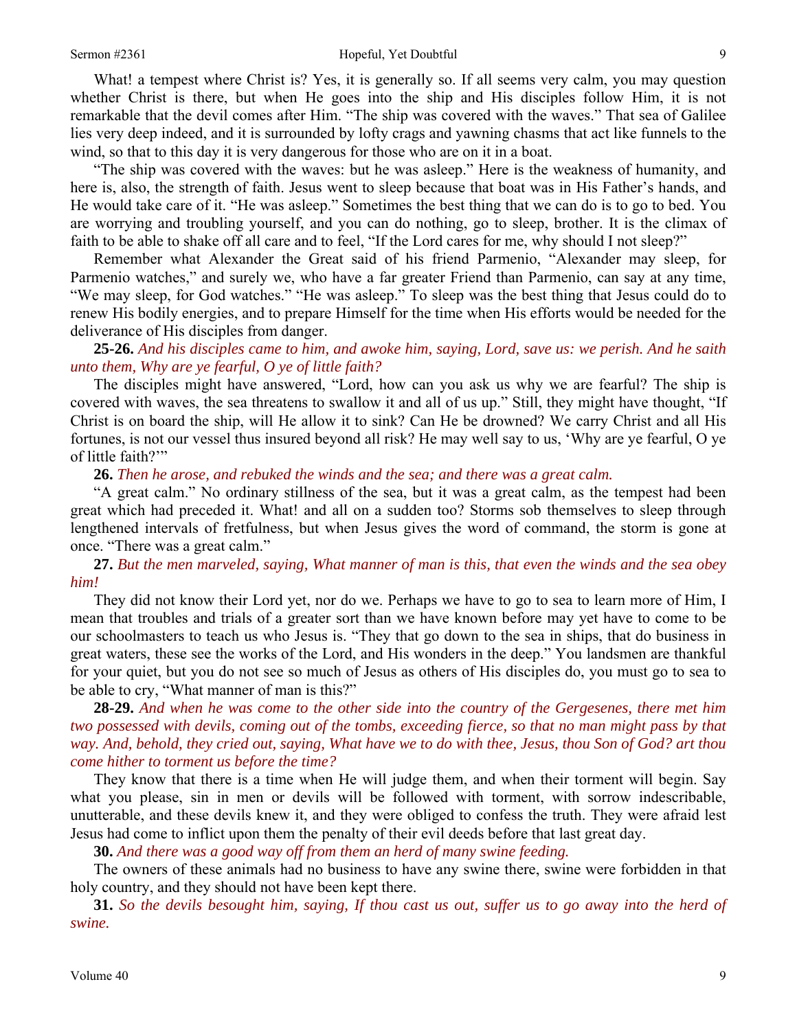What! a tempest where Christ is? Yes, it is generally so. If all seems very calm, you may question whether Christ is there, but when He goes into the ship and His disciples follow Him, it is not remarkable that the devil comes after Him. "The ship was covered with the waves." That sea of Galilee lies very deep indeed, and it is surrounded by lofty crags and yawning chasms that act like funnels to the wind, so that to this day it is very dangerous for those who are on it in a boat.

"The ship was covered with the waves: but he was asleep." Here is the weakness of humanity, and here is, also, the strength of faith. Jesus went to sleep because that boat was in His Father's hands, and He would take care of it. "He was asleep." Sometimes the best thing that we can do is to go to bed. You are worrying and troubling yourself, and you can do nothing, go to sleep, brother. It is the climax of faith to be able to shake off all care and to feel, "If the Lord cares for me, why should I not sleep?"

Remember what Alexander the Great said of his friend Parmenio, "Alexander may sleep, for Parmenio watches," and surely we, who have a far greater Friend than Parmenio, can say at any time, "We may sleep, for God watches." "He was asleep." To sleep was the best thing that Jesus could do to renew His bodily energies, and to prepare Himself for the time when His efforts would be needed for the deliverance of His disciples from danger.

**25-26.** *And his disciples came to him, and awoke him, saying, Lord, save us: we perish. And he saith unto them, Why are ye fearful, O ye of little faith?*

The disciples might have answered, "Lord, how can you ask us why we are fearful? The ship is covered with waves, the sea threatens to swallow it and all of us up." Still, they might have thought, "If Christ is on board the ship, will He allow it to sink? Can He be drowned? We carry Christ and all His fortunes, is not our vessel thus insured beyond all risk? He may well say to us, 'Why are ye fearful, O ye of little faith?'"

**26.** *Then he arose, and rebuked the winds and the sea; and there was a great calm.*

"A great calm." No ordinary stillness of the sea, but it was a great calm, as the tempest had been great which had preceded it. What! and all on a sudden too? Storms sob themselves to sleep through lengthened intervals of fretfulness, but when Jesus gives the word of command, the storm is gone at once. "There was a great calm."

**27.** *But the men marveled, saying, What manner of man is this, that even the winds and the sea obey him!*

They did not know their Lord yet, nor do we. Perhaps we have to go to sea to learn more of Him, I mean that troubles and trials of a greater sort than we have known before may yet have to come to be our schoolmasters to teach us who Jesus is. "They that go down to the sea in ships, that do business in great waters, these see the works of the Lord, and His wonders in the deep." You landsmen are thankful for your quiet, but you do not see so much of Jesus as others of His disciples do, you must go to sea to be able to cry, "What manner of man is this?"

**28-29.** *And when he was come to the other side into the country of the Gergesenes, there met him two possessed with devils, coming out of the tombs, exceeding fierce, so that no man might pass by that way. And, behold, they cried out, saying, What have we to do with thee, Jesus, thou Son of God? art thou come hither to torment us before the time?*

They know that there is a time when He will judge them, and when their torment will begin. Say what you please, sin in men or devils will be followed with torment, with sorrow indescribable, unutterable, and these devils knew it, and they were obliged to confess the truth. They were afraid lest Jesus had come to inflict upon them the penalty of their evil deeds before that last great day.

**30.** *And there was a good way off from them an herd of many swine feeding.*

The owners of these animals had no business to have any swine there, swine were forbidden in that holy country, and they should not have been kept there.

**31.** *So the devils besought him, saying, If thou cast us out, suffer us to go away into the herd of swine.*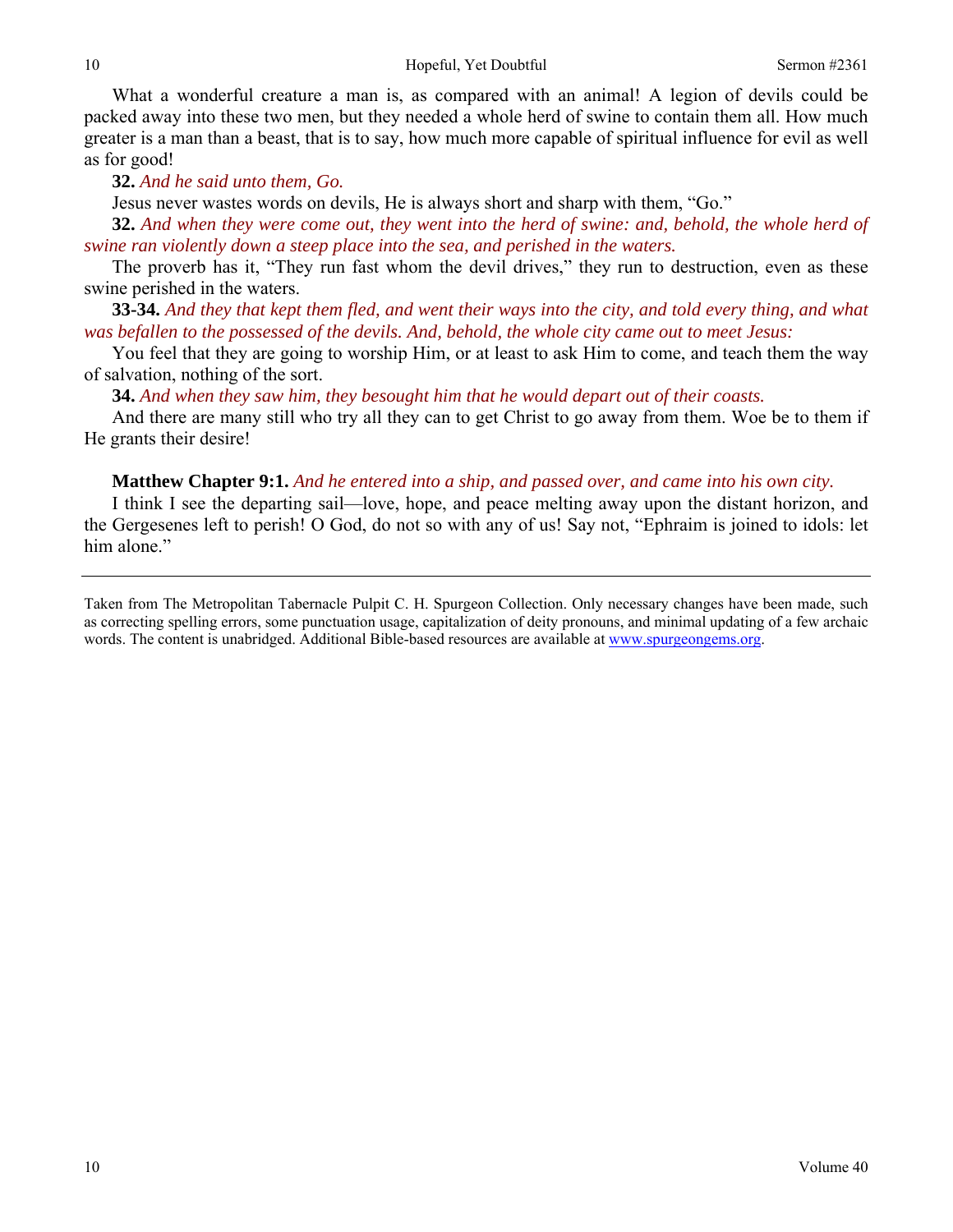What a wonderful creature a man is, as compared with an animal! A legion of devils could be packed away into these two men, but they needed a whole herd of swine to contain them all. How much greater is a man than a beast, that is to say, how much more capable of spiritual influence for evil as well as for good!

**32.** *And he said unto them, Go.*

Jesus never wastes words on devils, He is always short and sharp with them, "Go."

**32.** *And when they were come out, they went into the herd of swine: and, behold, the whole herd of swine ran violently down a steep place into the sea, and perished in the waters.*

The proverb has it, "They run fast whom the devil drives," they run to destruction, even as these swine perished in the waters.

**33-34.** *And they that kept them fled, and went their ways into the city, and told every thing, and what was befallen to the possessed of the devils. And, behold, the whole city came out to meet Jesus:*

You feel that they are going to worship Him, or at least to ask Him to come, and teach them the way of salvation, nothing of the sort.

**34.** *And when they saw him, they besought him that he would depart out of their coasts.*

And there are many still who try all they can to get Christ to go away from them. Woe be to them if He grants their desire!

**Matthew Chapter 9:1.** *And he entered into a ship, and passed over, and came into his own city.*

I think I see the departing sail—love, hope, and peace melting away upon the distant horizon, and the Gergesenes left to perish! O God, do not so with any of us! Say not, "Ephraim is joined to idols: let him alone."

---

Taken from The Metropolitan Tabernacle Pulpit C. H. Spurgeon Collection. Only necessary changes have been made, such as correcting spelling errors, some punctuation usage, capitalization of deity pronouns, and minimal updating of a few archaic words. The content is unabridged. Additional Bible-based resources are available at www.spurgeongems.org.